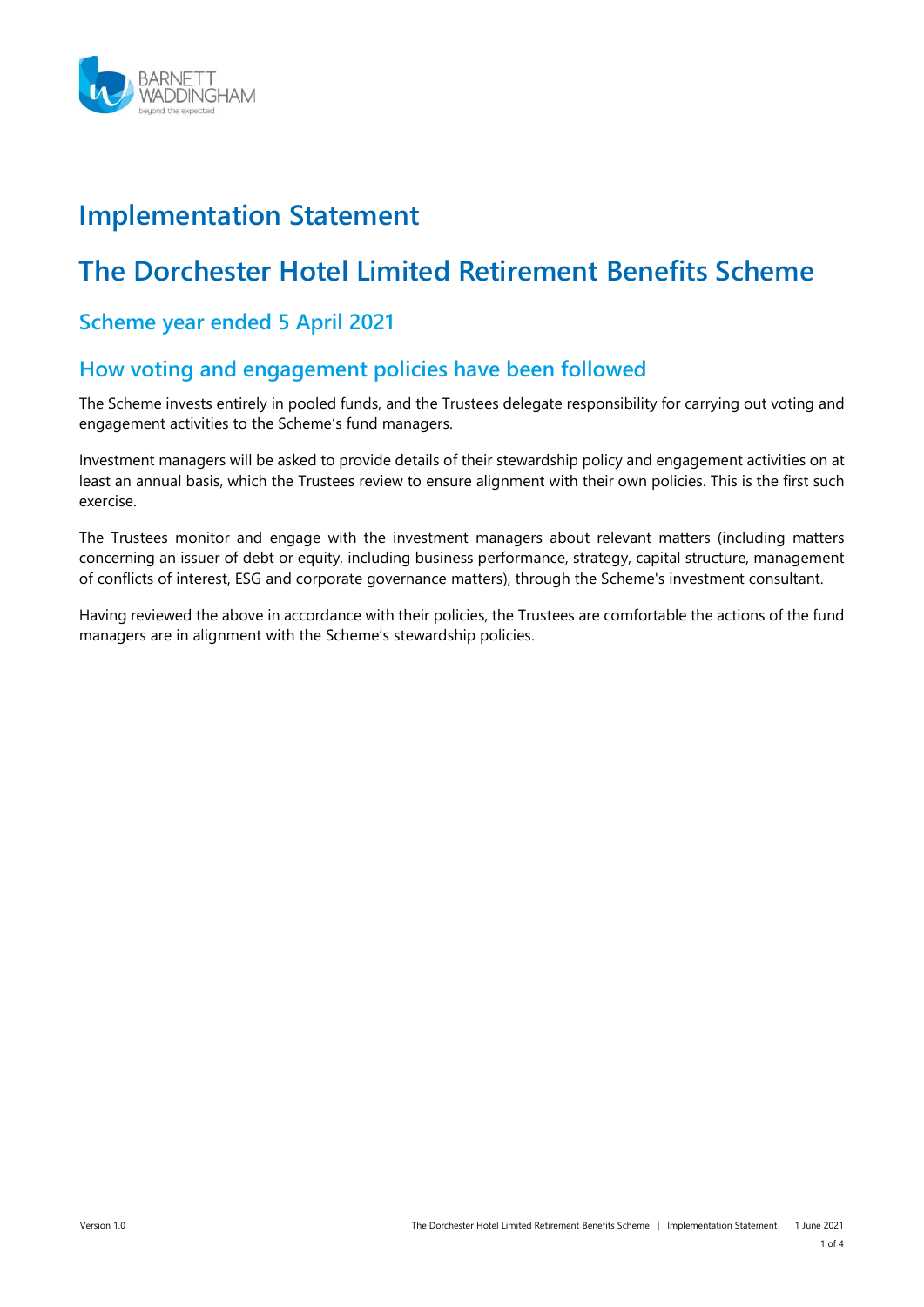# Implementation Statement

# The Dorchester Hotel Limited Retirement Benefits Scheme

## Scheme year ended 5 April 2021

## How voting and engagement policies have been followed

The Scheme invests entirely in pooled funds, and the Trustees delegate responsibility for carrying out voting and engagement activities to the Scheme's fund managers.

Investment managers will be asked to provide details of their stewardship policy and engagement activities on at least an annual basis, which the Trustees review to ensure alignment with their own policies. This is the first such exercise.

The Trustees monitor and engage with the investment managers about relevant matters (including matters concerning an issuer of debt or equity, including business performance, strategy, capital structure, management of conflicts of interest, ESG and corporate governance matters), through the Scheme's investment consultant.

Having reviewed the above in accordance with their policies, the Trustees are comfortable the actions of the fund managers are in alignment with the Scheme's stewardship policies.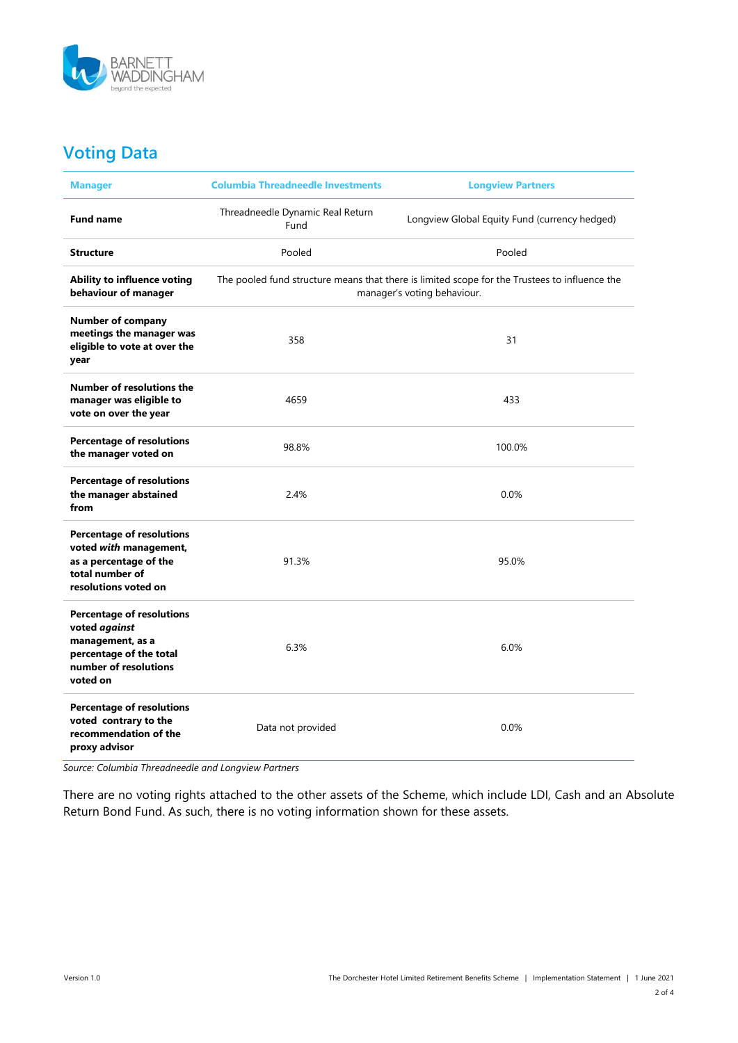## Voting Data

| Manager | Columbia Threadneedle Investments | Longview Partners |
|---|---|---|
| **Fund name** | Threadneedle Dynamic Real Return Fund | Longview Global Equity Fund (currency hedged) |
| **Structure** | Pooled | Pooled |
| **Ability to influence voting behaviour of manager** | The pooled fund structure means that there is limited scope for the Trustees to influence the manager's voting behaviour. | |
| **Number of company meetings the manager was eligible to vote at over the year** | 358 | 31 |
| **Number of resolutions the manager was eligible to vote on over the year** | 4659 | 433 |
| **Percentage of resolutions the manager voted on** | 98.8% | 100.0% |
| **Percentage of resolutions the manager abstained from** | 2.4% | 0.0% |
| **Percentage of resolutions voted *with* management, as a percentage of the total number of resolutions voted on** | 91.3% | 95.0% |
| **Percentage of resolutions voted *against* management, as a percentage of the total number of resolutions voted on** | 6.3% | 6.0% |
| **Percentage of resolutions voted contrary to the recommendation of the proxy advisor** | Data not provided | 0.0% |

*Source: Columbia Threadneedle and Longview Partners*

There are no voting rights attached to the other assets of the Scheme, which include LDI, Cash and an Absolute Return Bond Fund. As such, there is no voting information shown for these assets.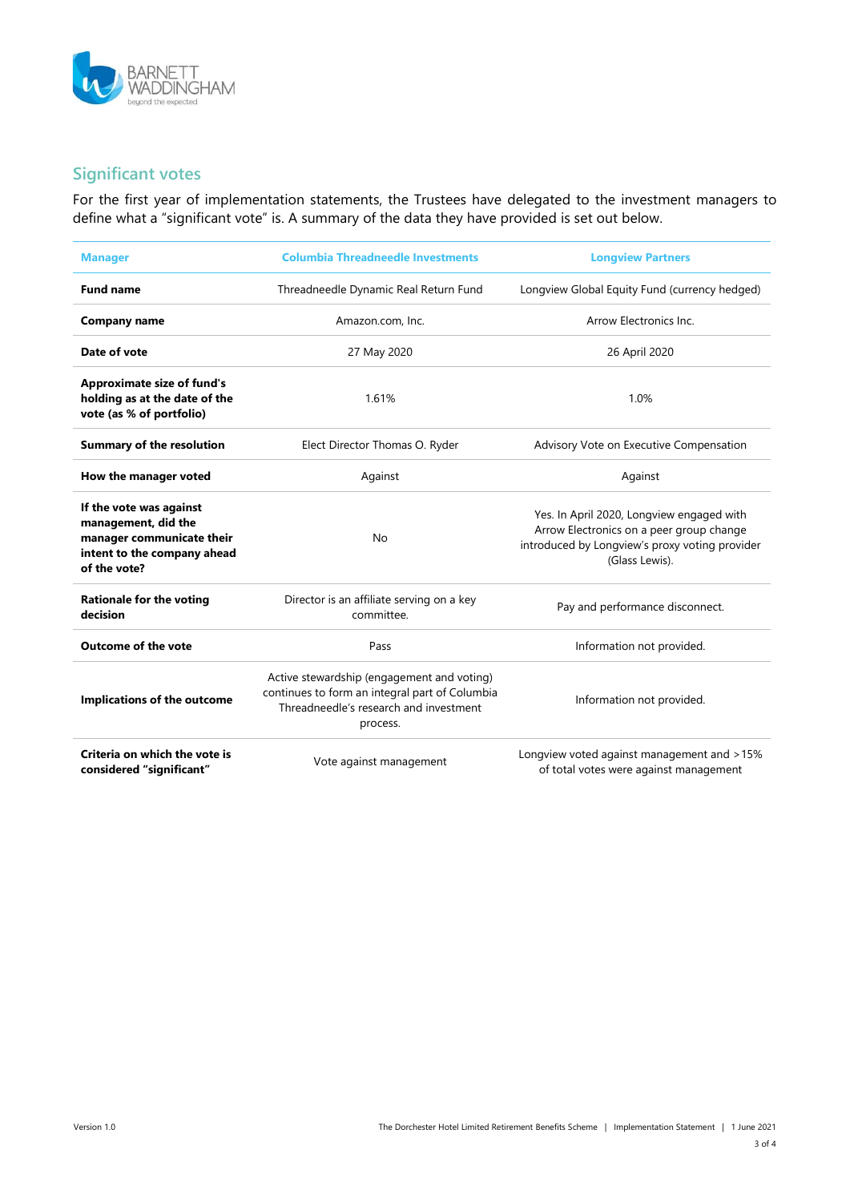## Significant votes

For the first year of implementation statements, the Trustees have delegated to the investment managers to define what a "significant vote" is. A summary of the data they have provided is set out below.

| Manager | Columbia Threadneedle Investments | Longview Partners |
|---|---|---|
| **Fund name** | Threadneedle Dynamic Real Return Fund | Longview Global Equity Fund (currency hedged) |
| **Company name** | Amazon.com, Inc. | Arrow Electronics Inc. |
| **Date of vote** | 27 May 2020 | 26 April 2020 |
| **Approximate size of fund's holding as at the date of the vote (as % of portfolio)** | 1.61% | 1.0% |
| **Summary of the resolution** | Elect Director Thomas O. Ryder | Advisory Vote on Executive Compensation |
| **How the manager voted** | Against | Against |
| **If the vote was against management, did the manager communicate their intent to the company ahead of the vote?** | No | Yes. In April 2020, Longview engaged with Arrow Electronics on a peer group change introduced by Longview's proxy voting provider (Glass Lewis). |
| **Rationale for the voting decision** | Director is an affiliate serving on a key committee. | Pay and performance disconnect. |
| **Outcome of the vote** | Pass | Information not provided. |
| **Implications of the outcome** | Active stewardship (engagement and voting) continues to form an integral part of Columbia Threadneedle's research and investment process. | Information not provided. |
| **Criteria on which the vote is considered "significant"** | Vote against management | Longview voted against management and >15% of total votes were against management |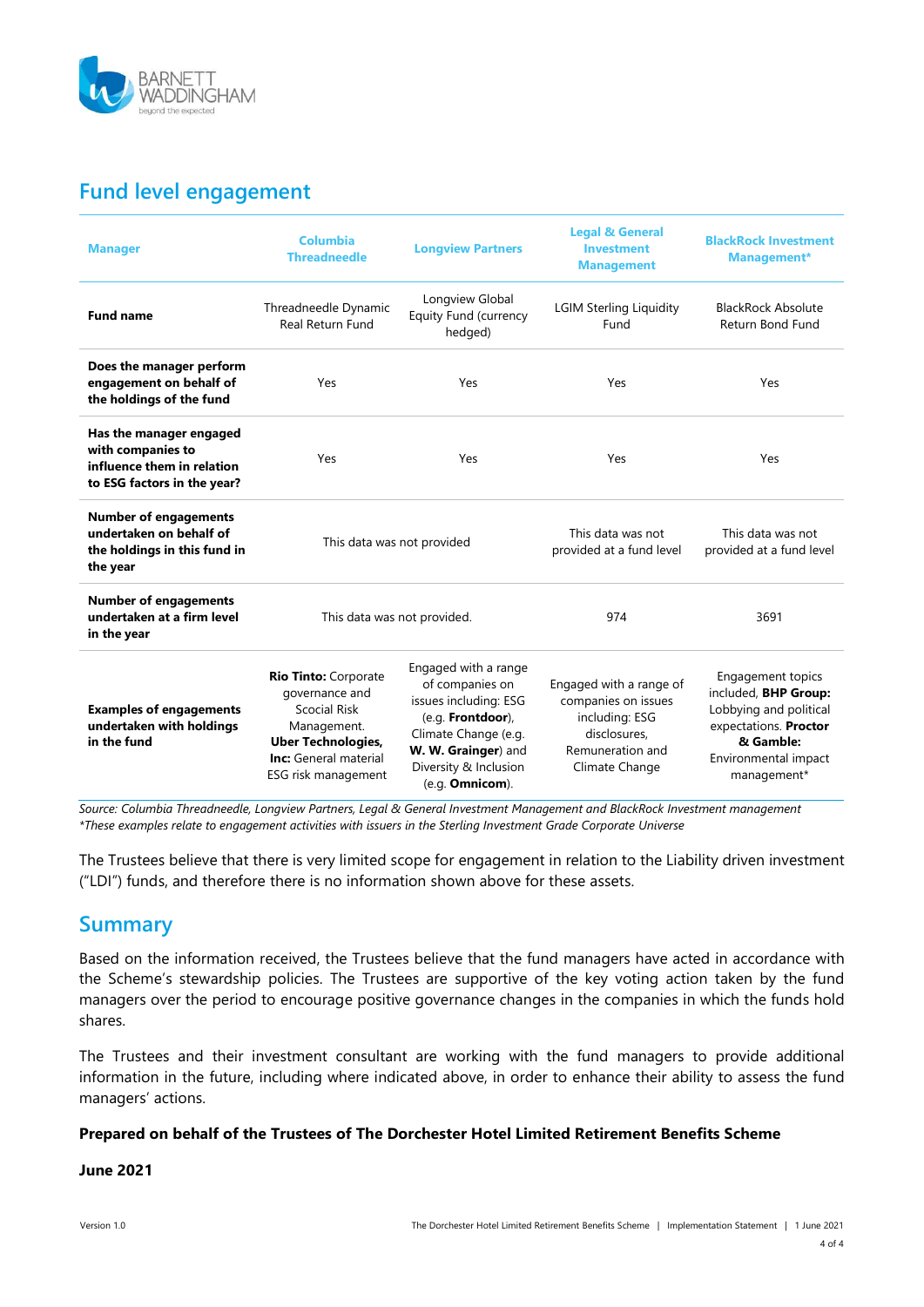## Fund level engagement

| Manager | Columbia Threadneedle | Longview Partners | Legal & General Investment Management | BlackRock Investment Management* |
|---|---|---|---|---|
| **Fund name** | Threadneedle Dynamic Real Return Fund | Longview Global Equity Fund (currency hedged) | LGIM Sterling Liquidity Fund | BlackRock Absolute Return Bond Fund |
| **Does the manager perform engagement on behalf of the holdings of the fund** | Yes | Yes | Yes | Yes |
| **Has the manager engaged with companies to influence them in relation to ESG factors in the year?** | Yes | Yes | Yes | Yes |
| **Number of engagements undertaken on behalf of the holdings in this fund in the year** | This data was not provided | | This data was not provided at a fund level | This data was not provided at a fund level |
| **Number of engagements undertaken at a firm level in the year** | This data was not provided. | | 974 | 3691 |
| **Examples of engagements undertaken with holdings in the fund** | **Rio Tinto:** Corporate governance and Scocial Risk Management. **Uber Technologies, Inc:** General material ESG risk management | Engaged with a range of companies on issues including: ESG (e.g. **Frontdoor**), Climate Change (e.g. **W. W. Grainger**) and Diversity & Inclusion (e.g. **Omnicom**). | Engaged with a range of companies on issues including: ESG disclosures, Remuneration and Climate Change | Engagement topics included, **BHP Group:** Lobbying and political expectations. **Proctor & Gamble:** Environmental impact management* |

*Source: Columbia Threadneedle, Longview Partners, Legal & General Investment Management and BlackRock Investment management*
*\*These examples relate to engagement activities with issuers in the Sterling Investment Grade Corporate Universe*

The Trustees believe that there is very limited scope for engagement in relation to the Liability driven investment ("LDI") funds, and therefore there is no information shown above for these assets.

## Summary

Based on the information received, the Trustees believe that the fund managers have acted in accordance with the Scheme's stewardship policies. The Trustees are supportive of the key voting action taken by the fund managers over the period to encourage positive governance changes in the companies in which the funds hold shares.

The Trustees and their investment consultant are working with the fund managers to provide additional information in the future, including where indicated above, in order to enhance their ability to assess the fund managers' actions.

**Prepared on behalf of the Trustees of The Dorchester Hotel Limited Retirement Benefits Scheme**

**June 2021**